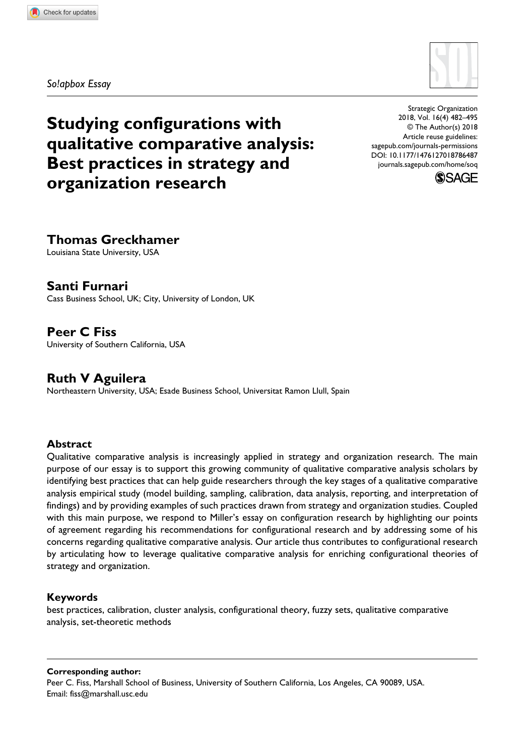*So!apbox Essay*

# Studying configurations with qualitative comparative analysis: Best practices in strategy and organization research

Strategic Organization
2018, Vol. 16(4) 482–495
© The Author(s) 2018
Article reuse guidelines:
sagepub.com/journals-permissions
DOI: 10.1177/1476127018786487
journals.sagepub.com/home/soq

## Thomas Greckhamer

Louisiana State University, USA

## Santi Furnari

Cass Business School, UK; City, University of London, UK

## Peer C Fiss

University of Southern California, USA

## Ruth V Aguilera

Northeastern University, USA; Esade Business School, Universitat Ramon Llull, Spain

### Abstract

Qualitative comparative analysis is increasingly applied in strategy and organization research. The main purpose of our essay is to support this growing community of qualitative comparative analysis scholars by identifying best practices that can help guide researchers through the key stages of a qualitative comparative analysis empirical study (model building, sampling, calibration, data analysis, reporting, and interpretation of findings) and by providing examples of such practices drawn from strategy and organization studies. Coupled with this main purpose, we respond to Miller's essay on configuration research by highlighting our points of agreement regarding his recommendations for configurational research and by addressing some of his concerns regarding qualitative comparative analysis. Our article thus contributes to configurational research by articulating how to leverage qualitative comparative analysis for enriching configurational theories of strategy and organization.

### Keywords

best practices, calibration, cluster analysis, configurational theory, fuzzy sets, qualitative comparative analysis, set-theoretic methods

**Corresponding author:**
Peer C. Fiss, Marshall School of Business, University of Southern California, Los Angeles, CA 90089, USA.
Email: fiss@marshall.usc.edu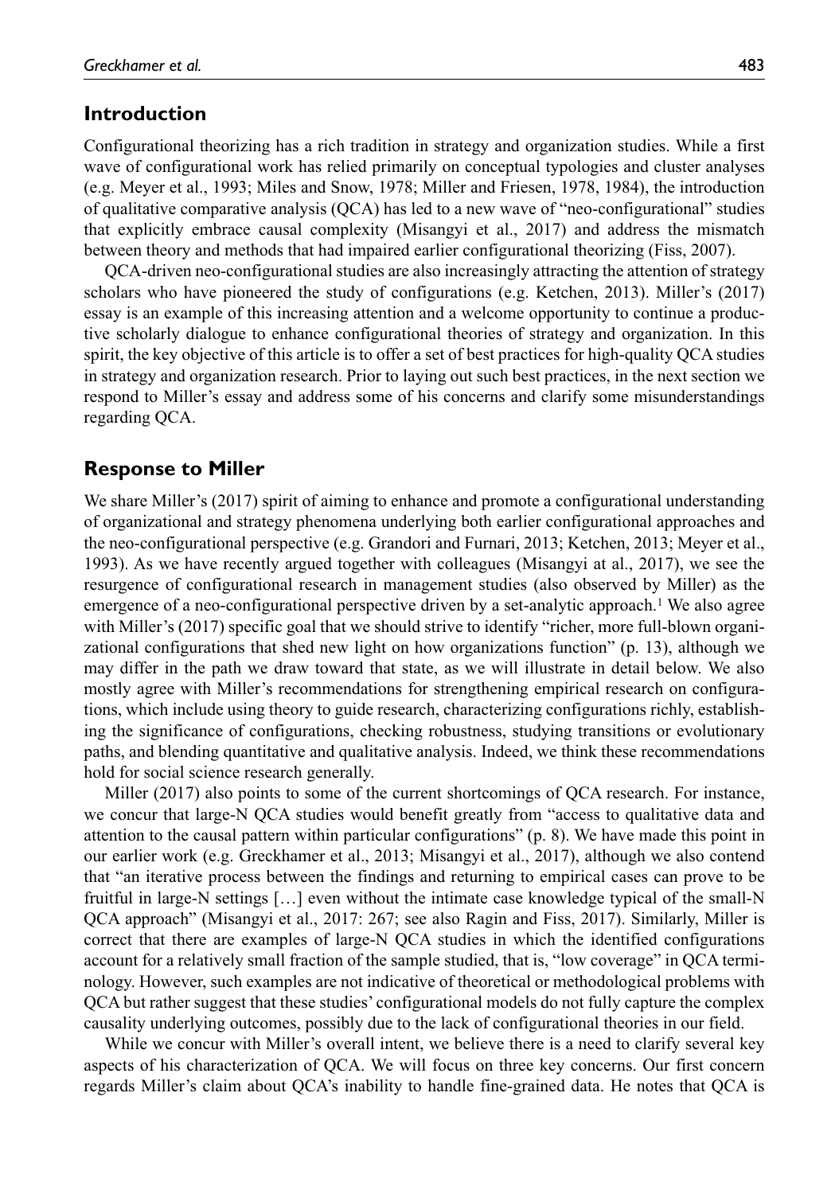## Introduction

Configurational theorizing has a rich tradition in strategy and organization studies. While a first wave of configurational work has relied primarily on conceptual typologies and cluster analyses (e.g. Meyer et al., 1993; Miles and Snow, 1978; Miller and Friesen, 1978, 1984), the introduction of qualitative comparative analysis (QCA) has led to a new wave of "neo-configurational" studies that explicitly embrace causal complexity (Misangyi et al., 2017) and address the mismatch between theory and methods that had impaired earlier configurational theorizing (Fiss, 2007).

QCA-driven neo-configurational studies are also increasingly attracting the attention of strategy scholars who have pioneered the study of configurations (e.g. Ketchen, 2013). Miller's (2017) essay is an example of this increasing attention and a welcome opportunity to continue a productive scholarly dialogue to enhance configurational theories of strategy and organization. In this spirit, the key objective of this article is to offer a set of best practices for high-quality QCA studies in strategy and organization research. Prior to laying out such best practices, in the next section we respond to Miller's essay and address some of his concerns and clarify some misunderstandings regarding QCA.

## Response to Miller

We share Miller's (2017) spirit of aiming to enhance and promote a configurational understanding of organizational and strategy phenomena underlying both earlier configurational approaches and the neo-configurational perspective (e.g. Grandori and Furnari, 2013; Ketchen, 2013; Meyer et al., 1993). As we have recently argued together with colleagues (Misangyi at al., 2017), we see the resurgence of configurational research in management studies (also observed by Miller) as the emergence of a neo-configurational perspective driven by a set-analytic approach.[1] We also agree with Miller's (2017) specific goal that we should strive to identify "richer, more full-blown organizational configurations that shed new light on how organizations function" (p. 13), although we may differ in the path we draw toward that state, as we will illustrate in detail below. We also mostly agree with Miller's recommendations for strengthening empirical research on configurations, which include using theory to guide research, characterizing configurations richly, establishing the significance of configurations, checking robustness, studying transitions or evolutionary paths, and blending quantitative and qualitative analysis. Indeed, we think these recommendations hold for social science research generally.

Miller (2017) also points to some of the current shortcomings of QCA research. For instance, we concur that large-N QCA studies would benefit greatly from "access to qualitative data and attention to the causal pattern within particular configurations" (p. 8). We have made this point in our earlier work (e.g. Greckhamer et al., 2013; Misangyi et al., 2017), although we also contend that "an iterative process between the findings and returning to empirical cases can prove to be fruitful in large-N settings […] even without the intimate case knowledge typical of the small-N QCA approach" (Misangyi et al., 2017: 267; see also Ragin and Fiss, 2017). Similarly, Miller is correct that there are examples of large-N QCA studies in which the identified configurations account for a relatively small fraction of the sample studied, that is, "low coverage" in QCA terminology. However, such examples are not indicative of theoretical or methodological problems with QCA but rather suggest that these studies' configurational models do not fully capture the complex causality underlying outcomes, possibly due to the lack of configurational theories in our field.

While we concur with Miller's overall intent, we believe there is a need to clarify several key aspects of his characterization of QCA. We will focus on three key concerns. Our first concern regards Miller's claim about QCA's inability to handle fine-grained data. He notes that QCA is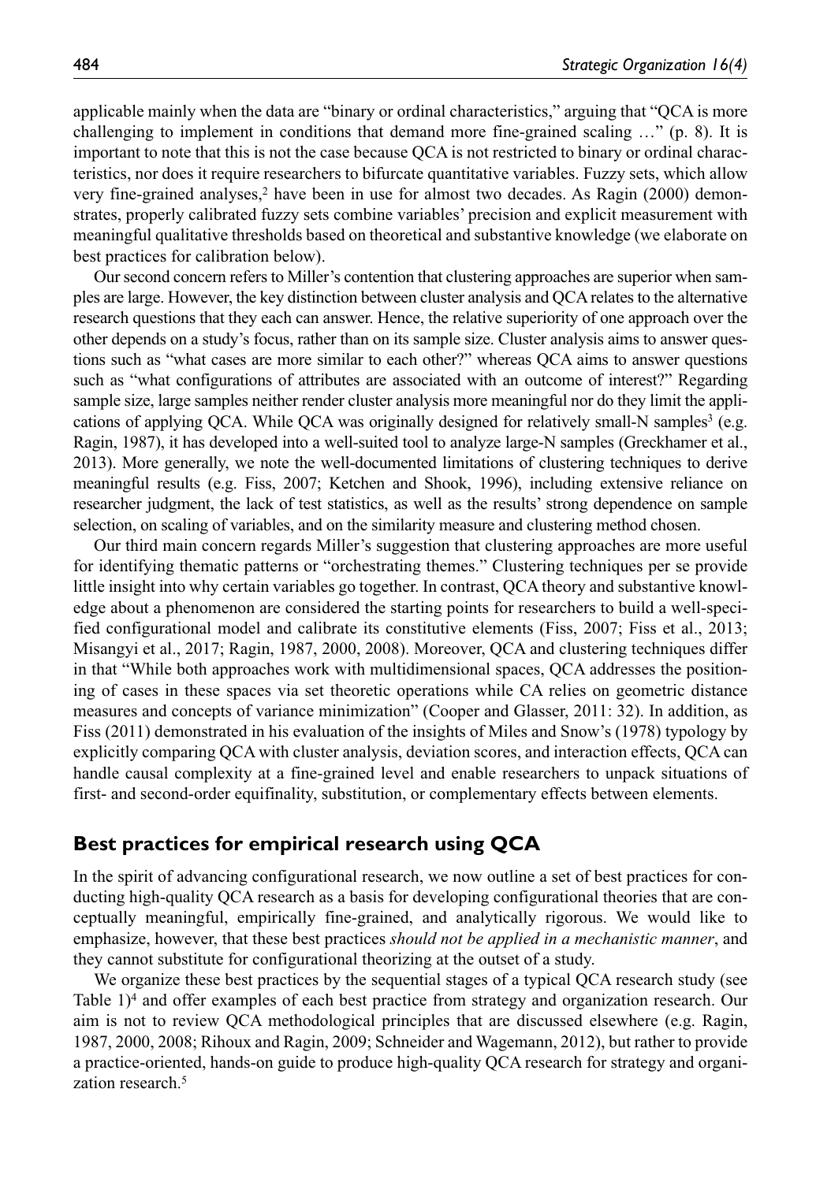applicable mainly when the data are "binary or ordinal characteristics," arguing that "QCA is more challenging to implement in conditions that demand more fine-grained scaling …" (p. 8). It is important to note that this is not the case because QCA is not restricted to binary or ordinal characteristics, nor does it require researchers to bifurcate quantitative variables. Fuzzy sets, which allow very fine-grained analyses,[2] have been in use for almost two decades. As Ragin (2000) demonstrates, properly calibrated fuzzy sets combine variables' precision and explicit measurement with meaningful qualitative thresholds based on theoretical and substantive knowledge (we elaborate on best practices for calibration below).

Our second concern refers to Miller's contention that clustering approaches are superior when samples are large. However, the key distinction between cluster analysis and QCA relates to the alternative research questions that they each can answer. Hence, the relative superiority of one approach over the other depends on a study's focus, rather than on its sample size. Cluster analysis aims to answer questions such as "what cases are more similar to each other?" whereas QCA aims to answer questions such as "what configurations of attributes are associated with an outcome of interest?" Regarding sample size, large samples neither render cluster analysis more meaningful nor do they limit the applications of applying QCA. While QCA was originally designed for relatively small-N samples[3] (e.g. Ragin, 1987), it has developed into a well-suited tool to analyze large-N samples (Greckhamer et al., 2013). More generally, we note the well-documented limitations of clustering techniques to derive meaningful results (e.g. Fiss, 2007; Ketchen and Shook, 1996), including extensive reliance on researcher judgment, the lack of test statistics, as well as the results' strong dependence on sample selection, on scaling of variables, and on the similarity measure and clustering method chosen.

Our third main concern regards Miller's suggestion that clustering approaches are more useful for identifying thematic patterns or "orchestrating themes." Clustering techniques per se provide little insight into why certain variables go together. In contrast, QCA theory and substantive knowledge about a phenomenon are considered the starting points for researchers to build a well-specified configurational model and calibrate its constitutive elements (Fiss, 2007; Fiss et al., 2013; Misangyi et al., 2017; Ragin, 1987, 2000, 2008). Moreover, QCA and clustering techniques differ in that "While both approaches work with multidimensional spaces, QCA addresses the positioning of cases in these spaces via set theoretic operations while CA relies on geometric distance measures and concepts of variance minimization" (Cooper and Glasser, 2011: 32). In addition, as Fiss (2011) demonstrated in his evaluation of the insights of Miles and Snow's (1978) typology by explicitly comparing QCA with cluster analysis, deviation scores, and interaction effects, QCA can handle causal complexity at a fine-grained level and enable researchers to unpack situations of first- and second-order equifinality, substitution, or complementary effects between elements.

## Best practices for empirical research using QCA

In the spirit of advancing configurational research, we now outline a set of best practices for conducting high-quality QCA research as a basis for developing configurational theories that are conceptually meaningful, empirically fine-grained, and analytically rigorous. We would like to emphasize, however, that these best practices *should not be applied in a mechanistic manner*, and they cannot substitute for configurational theorizing at the outset of a study.

We organize these best practices by the sequential stages of a typical QCA research study (see Table 1)[4] and offer examples of each best practice from strategy and organization research. Our aim is not to review QCA methodological principles that are discussed elsewhere (e.g. Ragin, 1987, 2000, 2008; Rihoux and Ragin, 2009; Schneider and Wagemann, 2012), but rather to provide a practice-oriented, hands-on guide to produce high-quality QCA research for strategy and organization research.[5]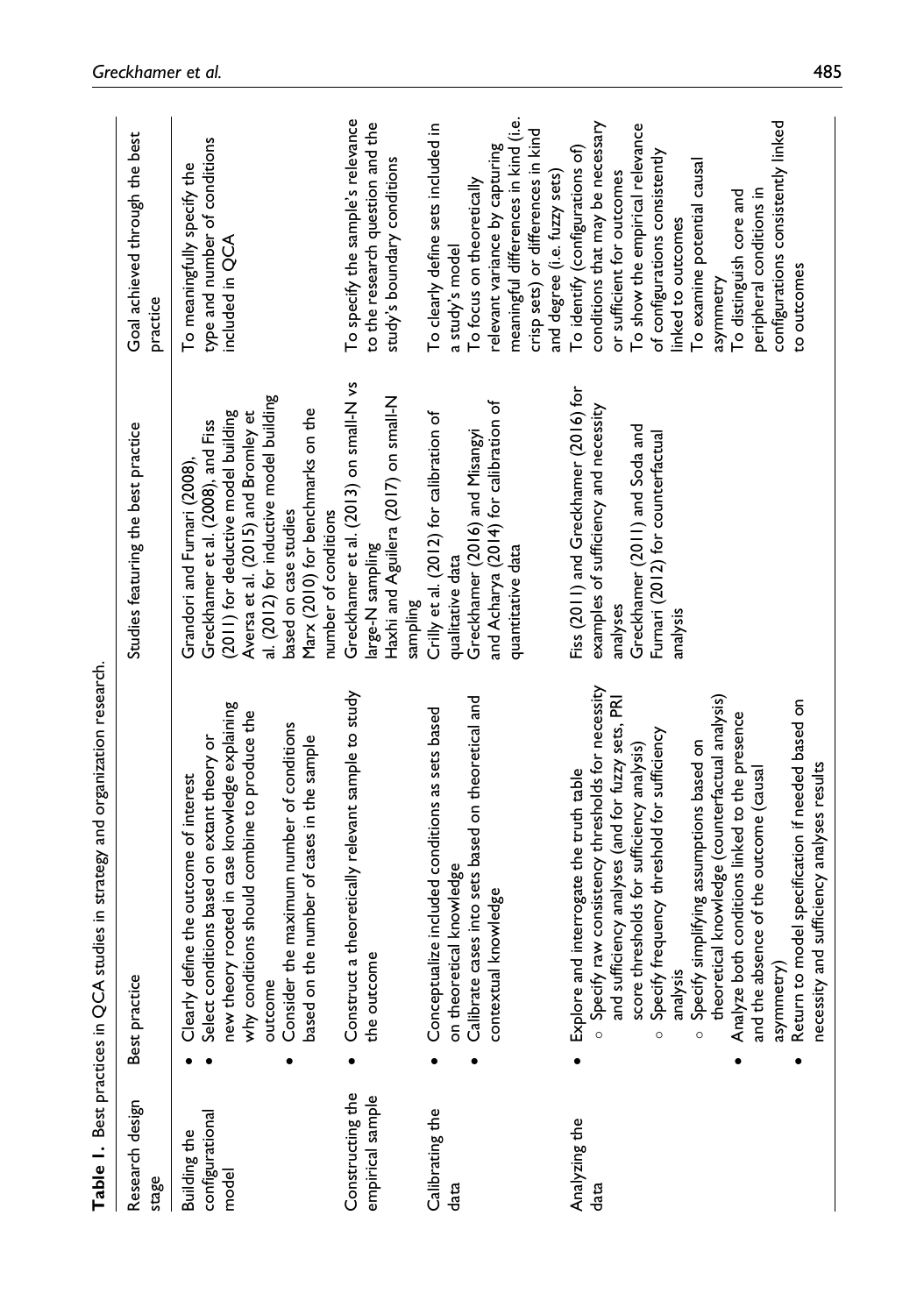**Table 1.** Best practices in QCA studies in strategy and organization research.

| Research design stage | Best practice | Studies featuring the best practice | Goal achieved through the best practice |
|---|---|---|---|
| Building the configurational model | • Clearly define the outcome of interest<br>• Select conditions based on extant theory or new theory rooted in case knowledge explaining why conditions should combine to produce the outcome<br>• Consider the maximum number of conditions based on the number of cases in the sample | Grandori and Furnari (2008), Greckhamer et al. (2008), and Fiss (2011) for deductive model building<br>Aversa et al. (2015) and Bromley et al. (2012) for inductive model building based on case studies<br>Marx (2010) for benchmarks on the number of conditions | To meaningfully specify the type and number of conditions included in QCA |
| Constructing the empirical sample | • Construct a theoretically relevant sample to study the outcome | Greckhamer et al. (2013) on small-N vs large-N sampling<br>Haxhi and Aguilera (2017) on small-N sampling | To specify the sample's relevance to the research question and the study's boundary conditions |
| Calibrating the data | • Conceptualize included conditions as sets based on theoretical knowledge<br>• Calibrate cases into sets based on theoretical and contextual knowledge | Crilly et al. (2012) for calibration of qualitative data<br>Greckhamer (2016) and Misangyi and Acharya (2014) for calibration of quantitative data | To clearly define sets included in a study's model<br>To focus on theoretically relevant variance by capturing meaningful differences in kind (i.e. crisp sets) or differences in kind and degree (i.e. fuzzy sets) |
| Analyzing the data | • Explore and interrogate the truth table<br>○ Specify raw consistency thresholds for necessity and sufficiency analyses (and for fuzzy sets, PRI score thresholds for sufficiency analysis)<br>○ Specify frequency threshold for sufficiency analysis<br>○ Specify simplifying assumptions based on theoretical knowledge (counterfactual analysis)<br>• Analyze both conditions linked to the presence and the absence of the outcome (causal asymmetry)<br>• Return to model specification if needed based on necessity and sufficiency analyses results | Fiss (2011) and Greckhamer (2016) for examples of sufficiency and necessity analyses<br>Greckhamer (2011) and Soda and Furnari (2012) for counterfactual analysis | To identify (configurations of) conditions that may be necessary or sufficient for outcomes<br>To show the empirical relevance of configurations consistently linked to outcomes<br>To examine potential causal asymmetry<br>To distinguish core and peripheral conditions in configurations consistently linked to outcomes |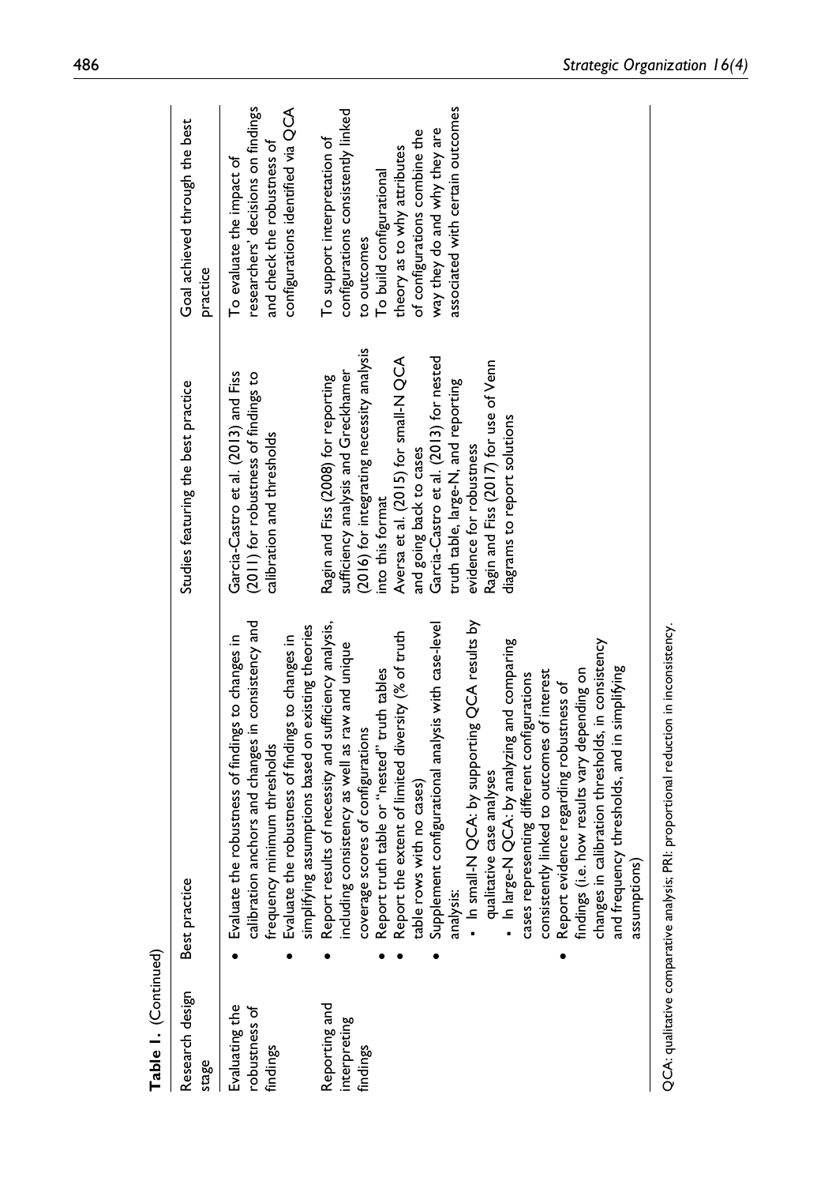**Table 1.** (Continued)

| Research design stage | Best practice | Studies featuring the best practice | Goal achieved through the best practice |
|---|---|---|---|
| Evaluating the robustness of findings | • Evaluate the robustness of findings to changes in calibration anchors and changes in consistency and frequency minimum thresholds<br>• Evaluate the robustness of findings to changes in simplifying assumptions based on existing theories | Garcia-Castro et al. (2013) and Fiss (2011) for robustness of findings to calibration and thresholds | To evaluate the impact of researchers' decisions on findings and check the robustness of configurations identified via QCA |
| Reporting and interpreting findings | • Report results of necessity and sufficiency analysis, including consistency as well as raw and unique coverage scores of configurations<br>• Report truth table or "nested" truth tables<br>• Report the extent of limited diversity (% of truth table rows with no cases)<br>• Supplement configurational analysis with case-level analysis:<br>  ▪ In small-N QCA: by supporting QCA results by qualitative case analyses<br>  ▪ In large-N QCA: by analyzing and comparing cases representing different configurations consistently linked to outcomes of interest<br>• Report evidence regarding robustness of findings (i.e. how results vary depending on changes in calibration thresholds, in consistency and frequency thresholds, and in simplifying assumptions) | Ragin and Fiss (2008) for reporting sufficiency analysis and Greckhamer (2016) for integrating necessity analysis into this format<br>Aversa et al. (2015) for small-N QCA and going back to cases<br>Garcia-Castro et al. (2013) for nested truth table, large-N, and reporting evidence for robustness<br>Ragin and Fiss (2017) for use of Venn diagrams to report solutions | To support interpretation of configurations consistently linked to outcomes<br>To build configurational theory as to why attributes of configurations combine the way they do and why they are associated with certain outcomes |

QCA: qualitative comparative analysis; PRI: proportional reduction in inconsistency.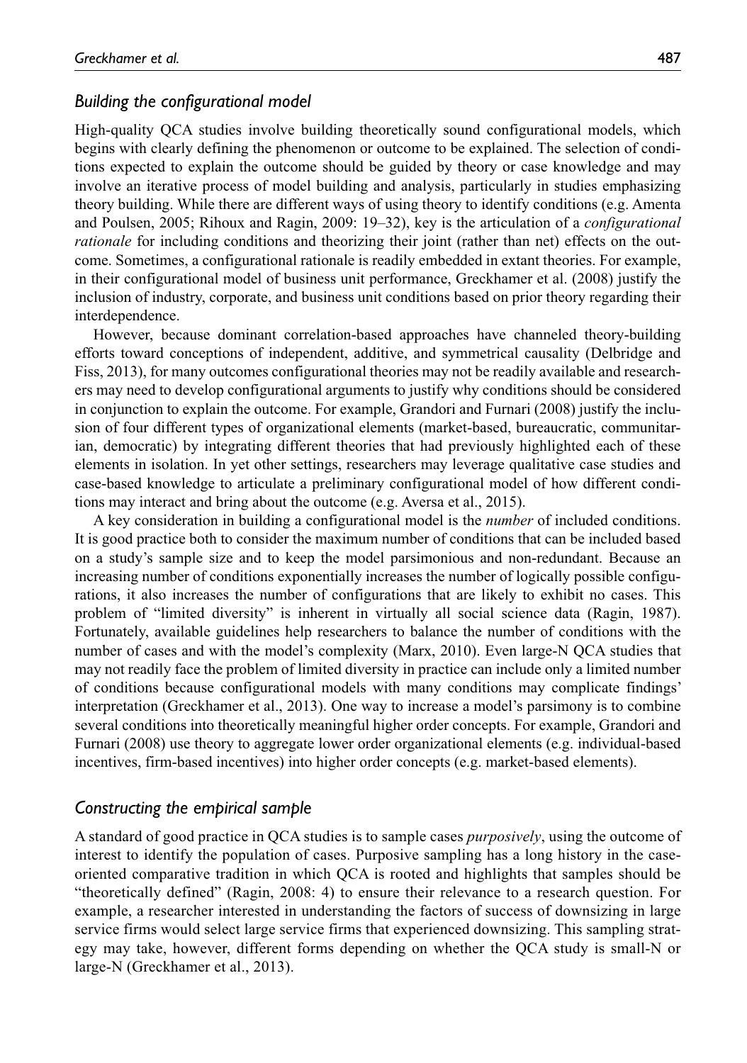### *Building the configurational model*

High-quality QCA studies involve building theoretically sound configurational models, which begins with clearly defining the phenomenon or outcome to be explained. The selection of conditions expected to explain the outcome should be guided by theory or case knowledge and may involve an iterative process of model building and analysis, particularly in studies emphasizing theory building. While there are different ways of using theory to identify conditions (e.g. Amenta and Poulsen, 2005; Rihoux and Ragin, 2009: 19–32), key is the articulation of a *configurational rationale* for including conditions and theorizing their joint (rather than net) effects on the outcome. Sometimes, a configurational rationale is readily embedded in extant theories. For example, in their configurational model of business unit performance, Greckhamer et al. (2008) justify the inclusion of industry, corporate, and business unit conditions based on prior theory regarding their interdependence.

However, because dominant correlation-based approaches have channeled theory-building efforts toward conceptions of independent, additive, and symmetrical causality (Delbridge and Fiss, 2013), for many outcomes configurational theories may not be readily available and researchers may need to develop configurational arguments to justify why conditions should be considered in conjunction to explain the outcome. For example, Grandori and Furnari (2008) justify the inclusion of four different types of organizational elements (market-based, bureaucratic, communitarian, democratic) by integrating different theories that had previously highlighted each of these elements in isolation. In yet other settings, researchers may leverage qualitative case studies and case-based knowledge to articulate a preliminary configurational model of how different conditions may interact and bring about the outcome (e.g. Aversa et al., 2015).

A key consideration in building a configurational model is the *number* of included conditions. It is good practice both to consider the maximum number of conditions that can be included based on a study's sample size and to keep the model parsimonious and non-redundant. Because an increasing number of conditions exponentially increases the number of logically possible configurations, it also increases the number of configurations that are likely to exhibit no cases. This problem of "limited diversity" is inherent in virtually all social science data (Ragin, 1987). Fortunately, available guidelines help researchers to balance the number of conditions with the number of cases and with the model's complexity (Marx, 2010). Even large-N QCA studies that may not readily face the problem of limited diversity in practice can include only a limited number of conditions because configurational models with many conditions may complicate findings' interpretation (Greckhamer et al., 2013). One way to increase a model's parsimony is to combine several conditions into theoretically meaningful higher order concepts. For example, Grandori and Furnari (2008) use theory to aggregate lower order organizational elements (e.g. individual-based incentives, firm-based incentives) into higher order concepts (e.g. market-based elements).

### *Constructing the empirical sample*

A standard of good practice in QCA studies is to sample cases *purposively*, using the outcome of interest to identify the population of cases. Purposive sampling has a long history in the case-oriented comparative tradition in which QCA is rooted and highlights that samples should be "theoretically defined" (Ragin, 2008: 4) to ensure their relevance to a research question. For example, a researcher interested in understanding the factors of success of downsizing in large service firms would select large service firms that experienced downsizing. This sampling strategy may take, however, different forms depending on whether the QCA study is small-N or large-N (Greckhamer et al., 2013).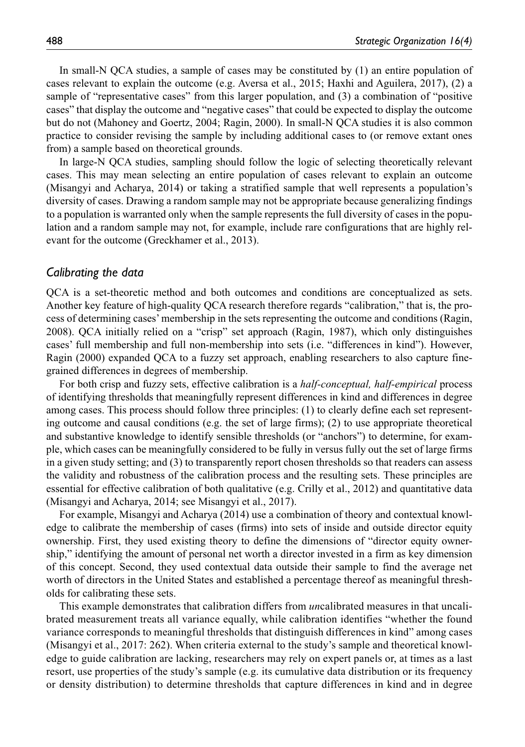In small-N QCA studies, a sample of cases may be constituted by (1) an entire population of cases relevant to explain the outcome (e.g. Aversa et al., 2015; Haxhi and Aguilera, 2017), (2) a sample of "representative cases" from this larger population, and (3) a combination of "positive cases" that display the outcome and "negative cases" that could be expected to display the outcome but do not (Mahoney and Goertz, 2004; Ragin, 2000). In small-N QCA studies it is also common practice to consider revising the sample by including additional cases to (or remove extant ones from) a sample based on theoretical grounds.

In large-N QCA studies, sampling should follow the logic of selecting theoretically relevant cases. This may mean selecting an entire population of cases relevant to explain an outcome (Misangyi and Acharya, 2014) or taking a stratified sample that well represents a population's diversity of cases. Drawing a random sample may not be appropriate because generalizing findings to a population is warranted only when the sample represents the full diversity of cases in the population and a random sample may not, for example, include rare configurations that are highly relevant for the outcome (Greckhamer et al., 2013).

### *Calibrating the data*

QCA is a set-theoretic method and both outcomes and conditions are conceptualized as sets. Another key feature of high-quality QCA research therefore regards "calibration," that is, the process of determining cases' membership in the sets representing the outcome and conditions (Ragin, 2008). QCA initially relied on a "crisp" set approach (Ragin, 1987), which only distinguishes cases' full membership and full non-membership into sets (i.e. "differences in kind"). However, Ragin (2000) expanded QCA to a fuzzy set approach, enabling researchers to also capture fine-grained differences in degrees of membership.

For both crisp and fuzzy sets, effective calibration is a *half-conceptual, half-empirical* process of identifying thresholds that meaningfully represent differences in kind and differences in degree among cases. This process should follow three principles: (1) to clearly define each set representing outcome and causal conditions (e.g. the set of large firms); (2) to use appropriate theoretical and substantive knowledge to identify sensible thresholds (or "anchors") to determine, for example, which cases can be meaningfully considered to be fully in versus fully out the set of large firms in a given study setting; and (3) to transparently report chosen thresholds so that readers can assess the validity and robustness of the calibration process and the resulting sets. These principles are essential for effective calibration of both qualitative (e.g. Crilly et al., 2012) and quantitative data (Misangyi and Acharya, 2014; see Misangyi et al., 2017).

For example, Misangyi and Acharya (2014) use a combination of theory and contextual knowledge to calibrate the membership of cases (firms) into sets of inside and outside director equity ownership. First, they used existing theory to define the dimensions of "director equity ownership," identifying the amount of personal net worth a director invested in a firm as key dimension of this concept. Second, they used contextual data outside their sample to find the average net worth of directors in the United States and established a percentage thereof as meaningful thresholds for calibrating these sets.

This example demonstrates that calibration differs from *un*calibrated measures in that uncalibrated measurement treats all variance equally, while calibration identifies "whether the found variance corresponds to meaningful thresholds that distinguish differences in kind" among cases (Misangyi et al., 2017: 262). When criteria external to the study's sample and theoretical knowledge to guide calibration are lacking, researchers may rely on expert panels or, at times as a last resort, use properties of the study's sample (e.g. its cumulative data distribution or its frequency or density distribution) to determine thresholds that capture differences in kind and in degree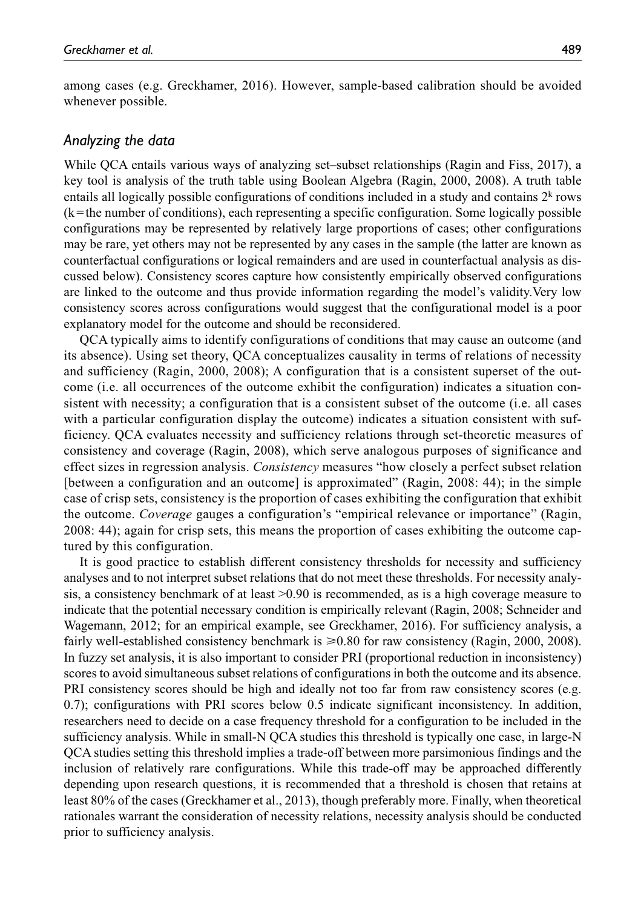among cases (e.g. Greckhamer, 2016). However, sample-based calibration should be avoided whenever possible.

### *Analyzing the data*

While QCA entails various ways of analyzing set–subset relationships (Ragin and Fiss, 2017), a key tool is analysis of the truth table using Boolean Algebra (Ragin, 2000, 2008). A truth table entails all logically possible configurations of conditions included in a study and contains $2^k$ rows (k = the number of conditions), each representing a specific configuration. Some logically possible configurations may be represented by relatively large proportions of cases; other configurations may be rare, yet others may not be represented by any cases in the sample (the latter are known as counterfactual configurations or logical remainders and are used in counterfactual analysis as discussed below). Consistency scores capture how consistently empirically observed configurations are linked to the outcome and thus provide information regarding the model's validity.Very low consistency scores across configurations would suggest that the configurational model is a poor explanatory model for the outcome and should be reconsidered.

QCA typically aims to identify configurations of conditions that may cause an outcome (and its absence). Using set theory, QCA conceptualizes causality in terms of relations of necessity and sufficiency (Ragin, 2000, 2008); A configuration that is a consistent superset of the outcome (i.e. all occurrences of the outcome exhibit the configuration) indicates a situation consistent with necessity; a configuration that is a consistent subset of the outcome (i.e. all cases with a particular configuration display the outcome) indicates a situation consistent with sufficiency. QCA evaluates necessity and sufficiency relations through set-theoretic measures of consistency and coverage (Ragin, 2008), which serve analogous purposes of significance and effect sizes in regression analysis. *Consistency* measures "how closely a perfect subset relation [between a configuration and an outcome] is approximated" (Ragin, 2008: 44); in the simple case of crisp sets, consistency is the proportion of cases exhibiting the configuration that exhibit the outcome. *Coverage* gauges a configuration's "empirical relevance or importance" (Ragin, 2008: 44); again for crisp sets, this means the proportion of cases exhibiting the outcome captured by this configuration.

It is good practice to establish different consistency thresholds for necessity and sufficiency analyses and to not interpret subset relations that do not meet these thresholds. For necessity analysis, a consistency benchmark of at least >0.90 is recommended, as is a high coverage measure to indicate that the potential necessary condition is empirically relevant (Ragin, 2008; Schneider and Wagemann, 2012; for an empirical example, see Greckhamer, 2016). For sufficiency analysis, a fairly well-established consistency benchmark is ⩾0.80 for raw consistency (Ragin, 2000, 2008). In fuzzy set analysis, it is also important to consider PRI (proportional reduction in inconsistency) scores to avoid simultaneous subset relations of configurations in both the outcome and its absence. PRI consistency scores should be high and ideally not too far from raw consistency scores (e.g. 0.7); configurations with PRI scores below 0.5 indicate significant inconsistency. In addition, researchers need to decide on a case frequency threshold for a configuration to be included in the sufficiency analysis. While in small-N QCA studies this threshold is typically one case, in large-N QCA studies setting this threshold implies a trade-off between more parsimonious findings and the inclusion of relatively rare configurations. While this trade-off may be approached differently depending upon research questions, it is recommended that a threshold is chosen that retains at least 80% of the cases (Greckhamer et al., 2013), though preferably more. Finally, when theoretical rationales warrant the consideration of necessity relations, necessity analysis should be conducted prior to sufficiency analysis.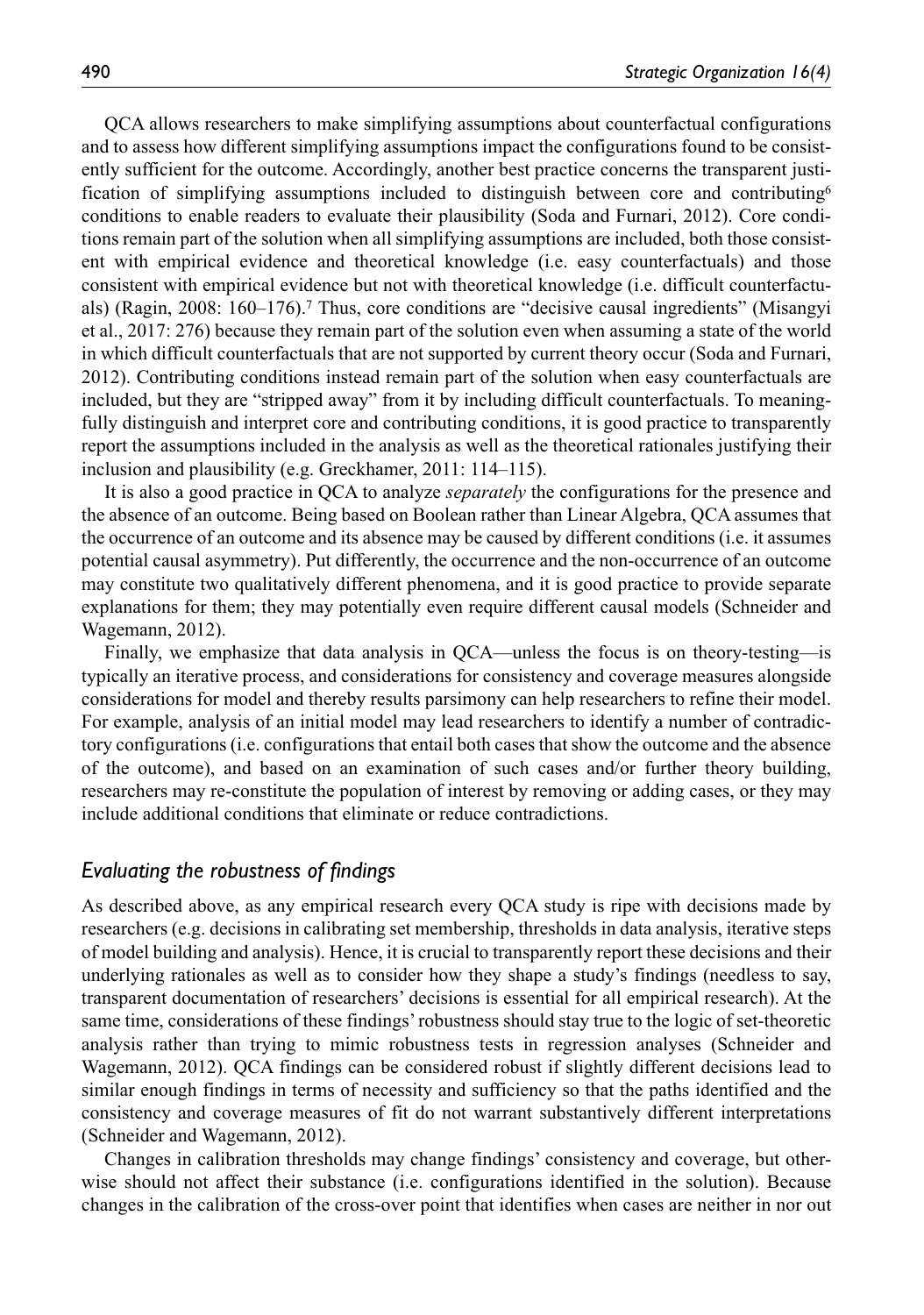QCA allows researchers to make simplifying assumptions about counterfactual configurations and to assess how different simplifying assumptions impact the configurations found to be consistently sufficient for the outcome. Accordingly, another best practice concerns the transparent justification of simplifying assumptions included to distinguish between core and contributing[6] conditions to enable readers to evaluate their plausibility (Soda and Furnari, 2012). Core conditions remain part of the solution when all simplifying assumptions are included, both those consistent with empirical evidence and theoretical knowledge (i.e. easy counterfactuals) and those consistent with empirical evidence but not with theoretical knowledge (i.e. difficult counterfactuals) (Ragin, 2008: 160–176).[7] Thus, core conditions are "decisive causal ingredients" (Misangyi et al., 2017: 276) because they remain part of the solution even when assuming a state of the world in which difficult counterfactuals that are not supported by current theory occur (Soda and Furnari, 2012). Contributing conditions instead remain part of the solution when easy counterfactuals are included, but they are "stripped away" from it by including difficult counterfactuals. To meaningfully distinguish and interpret core and contributing conditions, it is good practice to transparently report the assumptions included in the analysis as well as the theoretical rationales justifying their inclusion and plausibility (e.g. Greckhamer, 2011: 114–115).

It is also a good practice in QCA to analyze *separately* the configurations for the presence and the absence of an outcome. Being based on Boolean rather than Linear Algebra, QCA assumes that the occurrence of an outcome and its absence may be caused by different conditions (i.e. it assumes potential causal asymmetry). Put differently, the occurrence and the non-occurrence of an outcome may constitute two qualitatively different phenomena, and it is good practice to provide separate explanations for them; they may potentially even require different causal models (Schneider and Wagemann, 2012).

Finally, we emphasize that data analysis in QCA—unless the focus is on theory-testing—is typically an iterative process, and considerations for consistency and coverage measures alongside considerations for model and thereby results parsimony can help researchers to refine their model. For example, analysis of an initial model may lead researchers to identify a number of contradictory configurations (i.e. configurations that entail both cases that show the outcome and the absence of the outcome), and based on an examination of such cases and/or further theory building, researchers may re-constitute the population of interest by removing or adding cases, or they may include additional conditions that eliminate or reduce contradictions.

### *Evaluating the robustness of findings*

As described above, as any empirical research every QCA study is ripe with decisions made by researchers (e.g. decisions in calibrating set membership, thresholds in data analysis, iterative steps of model building and analysis). Hence, it is crucial to transparently report these decisions and their underlying rationales as well as to consider how they shape a study's findings (needless to say, transparent documentation of researchers' decisions is essential for all empirical research). At the same time, considerations of these findings' robustness should stay true to the logic of set-theoretic analysis rather than trying to mimic robustness tests in regression analyses (Schneider and Wagemann, 2012). QCA findings can be considered robust if slightly different decisions lead to similar enough findings in terms of necessity and sufficiency so that the paths identified and the consistency and coverage measures of fit do not warrant substantively different interpretations (Schneider and Wagemann, 2012).

Changes in calibration thresholds may change findings' consistency and coverage, but otherwise should not affect their substance (i.e. configurations identified in the solution). Because changes in the calibration of the cross-over point that identifies when cases are neither in nor out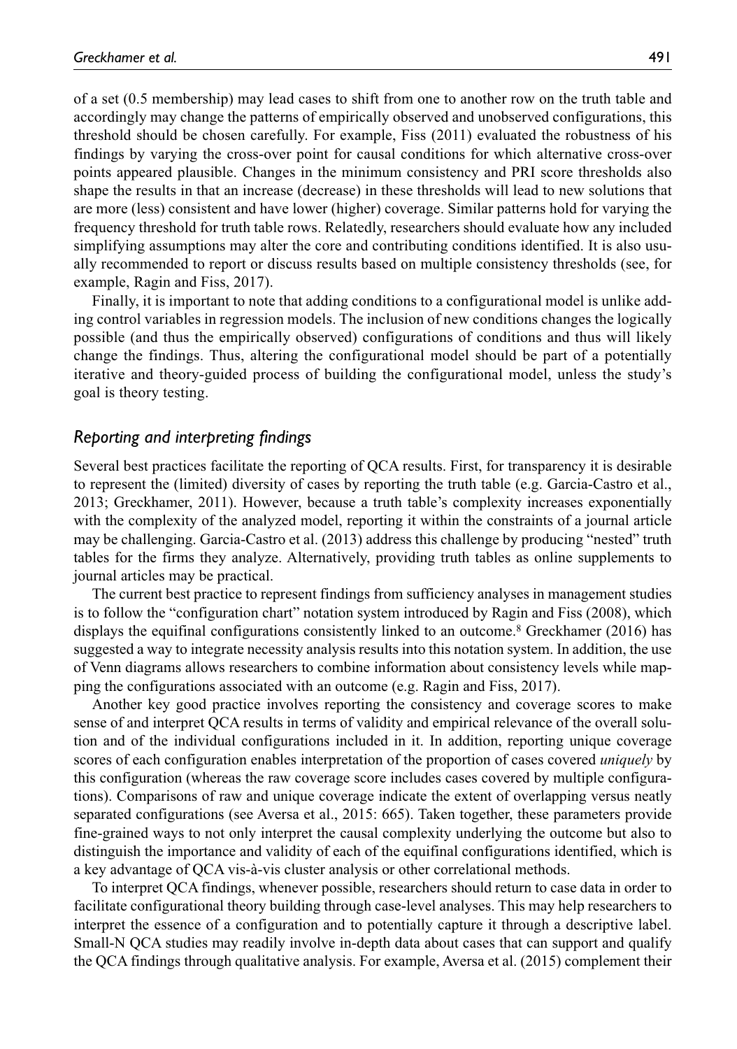of a set (0.5 membership) may lead cases to shift from one to another row on the truth table and accordingly may change the patterns of empirically observed and unobserved configurations, this threshold should be chosen carefully. For example, Fiss (2011) evaluated the robustness of his findings by varying the cross-over point for causal conditions for which alternative cross-over points appeared plausible. Changes in the minimum consistency and PRI score thresholds also shape the results in that an increase (decrease) in these thresholds will lead to new solutions that are more (less) consistent and have lower (higher) coverage. Similar patterns hold for varying the frequency threshold for truth table rows. Relatedly, researchers should evaluate how any included simplifying assumptions may alter the core and contributing conditions identified. It is also usually recommended to report or discuss results based on multiple consistency thresholds (see, for example, Ragin and Fiss, 2017).

Finally, it is important to note that adding conditions to a configurational model is unlike adding control variables in regression models. The inclusion of new conditions changes the logically possible (and thus the empirically observed) configurations of conditions and thus will likely change the findings. Thus, altering the configurational model should be part of a potentially iterative and theory-guided process of building the configurational model, unless the study's goal is theory testing.

### *Reporting and interpreting findings*

Several best practices facilitate the reporting of QCA results. First, for transparency it is desirable to represent the (limited) diversity of cases by reporting the truth table (e.g. Garcia-Castro et al., 2013; Greckhamer, 2011). However, because a truth table's complexity increases exponentially with the complexity of the analyzed model, reporting it within the constraints of a journal article may be challenging. Garcia-Castro et al. (2013) address this challenge by producing "nested" truth tables for the firms they analyze. Alternatively, providing truth tables as online supplements to journal articles may be practical.

The current best practice to represent findings from sufficiency analyses in management studies is to follow the "configuration chart" notation system introduced by Ragin and Fiss (2008), which displays the equifinal configurations consistently linked to an outcome.[8] Greckhamer (2016) has suggested a way to integrate necessity analysis results into this notation system. In addition, the use of Venn diagrams allows researchers to combine information about consistency levels while mapping the configurations associated with an outcome (e.g. Ragin and Fiss, 2017).

Another key good practice involves reporting the consistency and coverage scores to make sense of and interpret QCA results in terms of validity and empirical relevance of the overall solution and of the individual configurations included in it. In addition, reporting unique coverage scores of each configuration enables interpretation of the proportion of cases covered *uniquely* by this configuration (whereas the raw coverage score includes cases covered by multiple configurations). Comparisons of raw and unique coverage indicate the extent of overlapping versus neatly separated configurations (see Aversa et al., 2015: 665). Taken together, these parameters provide fine-grained ways to not only interpret the causal complexity underlying the outcome but also to distinguish the importance and validity of each of the equifinal configurations identified, which is a key advantage of QCA vis-à-vis cluster analysis or other correlational methods.

To interpret QCA findings, whenever possible, researchers should return to case data in order to facilitate configurational theory building through case-level analyses. This may help researchers to interpret the essence of a configuration and to potentially capture it through a descriptive label. Small-N QCA studies may readily involve in-depth data about cases that can support and qualify the QCA findings through qualitative analysis. For example, Aversa et al. (2015) complement their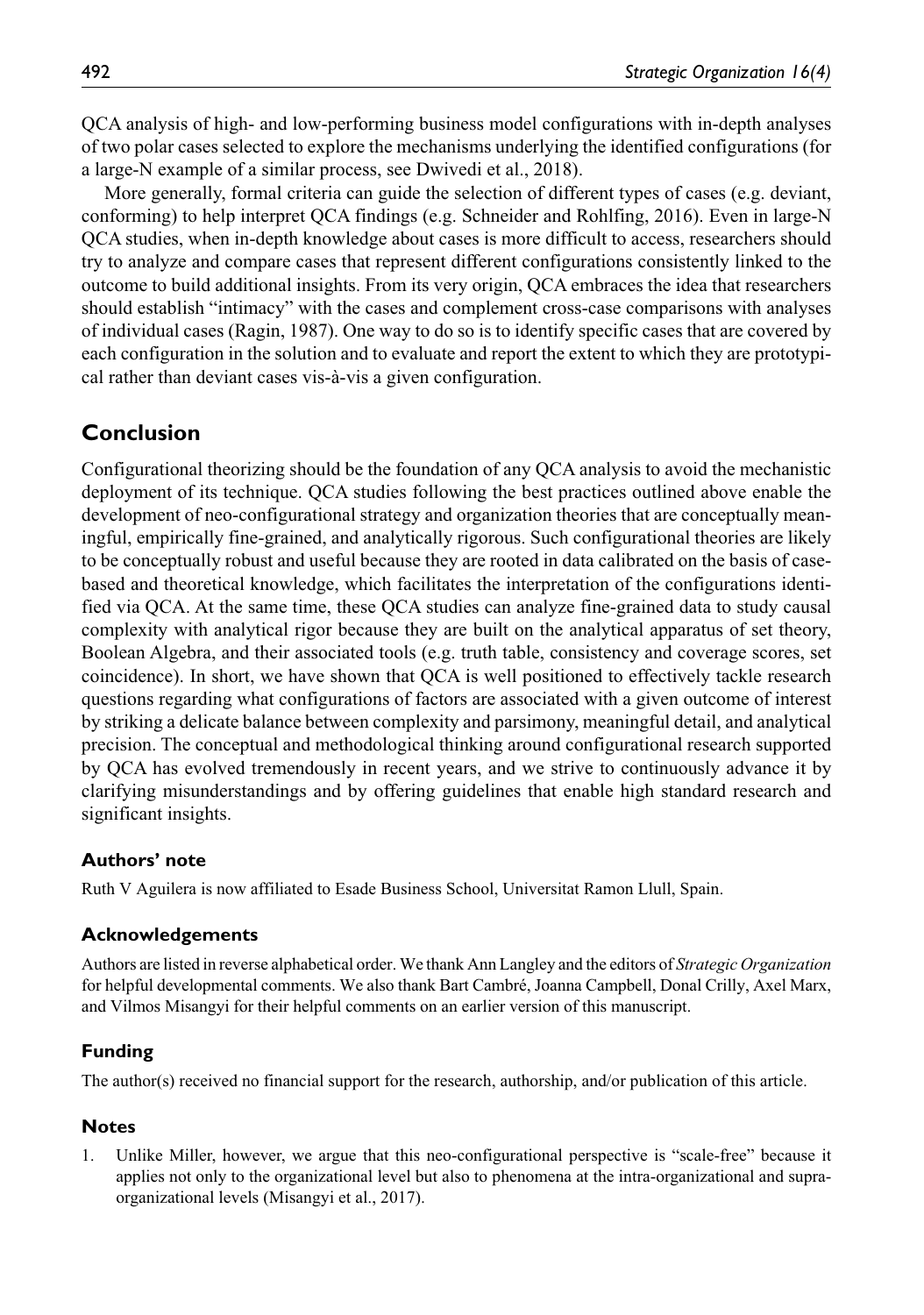QCA analysis of high- and low-performing business model configurations with in-depth analyses of two polar cases selected to explore the mechanisms underlying the identified configurations (for a large-N example of a similar process, see Dwivedi et al., 2018).

More generally, formal criteria can guide the selection of different types of cases (e.g. deviant, conforming) to help interpret QCA findings (e.g. Schneider and Rohlfing, 2016). Even in large-N QCA studies, when in-depth knowledge about cases is more difficult to access, researchers should try to analyze and compare cases that represent different configurations consistently linked to the outcome to build additional insights. From its very origin, QCA embraces the idea that researchers should establish "intimacy" with the cases and complement cross-case comparisons with analyses of individual cases (Ragin, 1987). One way to do so is to identify specific cases that are covered by each configuration in the solution and to evaluate and report the extent to which they are prototypical rather than deviant cases vis-à-vis a given configuration.

## Conclusion

Configurational theorizing should be the foundation of any QCA analysis to avoid the mechanistic deployment of its technique. QCA studies following the best practices outlined above enable the development of neo-configurational strategy and organization theories that are conceptually meaningful, empirically fine-grained, and analytically rigorous. Such configurational theories are likely to be conceptually robust and useful because they are rooted in data calibrated on the basis of case-based and theoretical knowledge, which facilitates the interpretation of the configurations identified via QCA. At the same time, these QCA studies can analyze fine-grained data to study causal complexity with analytical rigor because they are built on the analytical apparatus of set theory, Boolean Algebra, and their associated tools (e.g. truth table, consistency and coverage scores, set coincidence). In short, we have shown that QCA is well positioned to effectively tackle research questions regarding what configurations of factors are associated with a given outcome of interest by striking a delicate balance between complexity and parsimony, meaningful detail, and analytical precision. The conceptual and methodological thinking around configurational research supported by QCA has evolved tremendously in recent years, and we strive to continuously advance it by clarifying misunderstandings and by offering guidelines that enable high standard research and significant insights.

### Authors' note

Ruth V Aguilera is now affiliated to Esade Business School, Universitat Ramon Llull, Spain.

### Acknowledgements

Authors are listed in reverse alphabetical order. We thank Ann Langley and the editors of *Strategic Organization* for helpful developmental comments. We also thank Bart Cambré, Joanna Campbell, Donal Crilly, Axel Marx, and Vilmos Misangyi for their helpful comments on an earlier version of this manuscript.

### Funding

The author(s) received no financial support for the research, authorship, and/or publication of this article.

### Notes

1. Unlike Miller, however, we argue that this neo-configurational perspective is "scale-free" because it applies not only to the organizational level but also to phenomena at the intra-organizational and supra-organizational levels (Misangyi et al., 2017).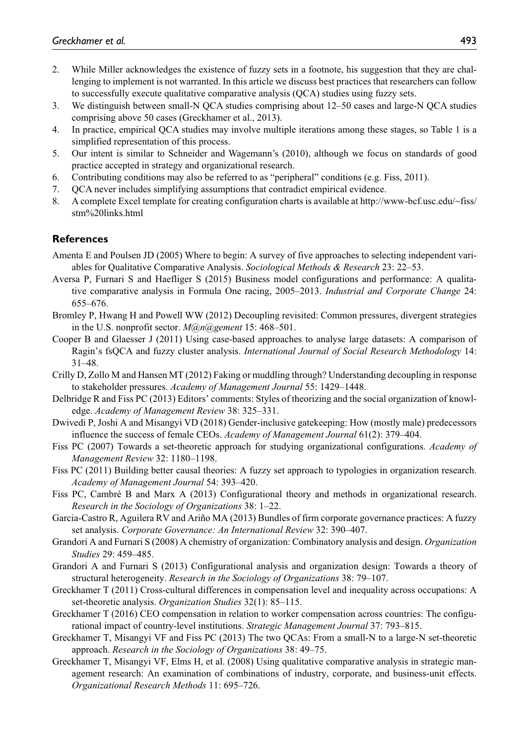2. While Miller acknowledges the existence of fuzzy sets in a footnote, his suggestion that they are challenging to implement is not warranted. In this article we discuss best practices that researchers can follow to successfully execute qualitative comparative analysis (QCA) studies using fuzzy sets.
3. We distinguish between small-N QCA studies comprising about 12–50 cases and large-N QCA studies comprising above 50 cases (Greckhamer et al., 2013).
4. In practice, empirical QCA studies may involve multiple iterations among these stages, so Table 1 is a simplified representation of this process.
5. Our intent is similar to Schneider and Wagemann's (2010), although we focus on standards of good practice accepted in strategy and organizational research.
6. Contributing conditions may also be referred to as "peripheral" conditions (e.g. Fiss, 2011).
7. QCA never includes simplifying assumptions that contradict empirical evidence.
8. A complete Excel template for creating configuration charts is available at http://www-bcf.usc.edu/~fiss/stm%20links.html

## References

Amenta E and Poulsen JD (2005) Where to begin: A survey of five approaches to selecting independent variables for Qualitative Comparative Analysis. *Sociological Methods & Research* 23: 22–53.

Aversa P, Furnari S and Haefliger S (2015) Business model configurations and performance: A qualitative comparative analysis in Formula One racing, 2005–2013. *Industrial and Corporate Change* 24: 655–676.

Bromley P, Hwang H and Powell WW (2012) Decoupling revisited: Common pressures, divergent strategies in the U.S. nonprofit sector. *M@n@gement* 15: 468–501.

Cooper B and Glaesser J (2011) Using case-based approaches to analyse large datasets: A comparison of Ragin's fsQCA and fuzzy cluster analysis. *International Journal of Social Research Methodology* 14: 31–48.

Crilly D, Zollo M and Hansen MT (2012) Faking or muddling through? Understanding decoupling in response to stakeholder pressures. *Academy of Management Journal* 55: 1429–1448.

Delbridge R and Fiss PC (2013) Editors' comments: Styles of theorizing and the social organization of knowledge. *Academy of Management Review* 38: 325–331.

Dwivedi P, Joshi A and Misangyi VD (2018) Gender-inclusive gatekeeping: How (mostly male) predecessors influence the success of female CEOs. *Academy of Management Journal* 61(2): 379–404.

Fiss PC (2007) Towards a set-theoretic approach for studying organizational configurations. *Academy of Management Review* 32: 1180–1198.

Fiss PC (2011) Building better causal theories: A fuzzy set approach to typologies in organization research. *Academy of Management Journal* 54: 393–420.

Fiss PC, Cambré B and Marx A (2013) Configurational theory and methods in organizational research. *Research in the Sociology of Organizations* 38: 1–22.

Garcia-Castro R, Aguilera RV and Ariño MA (2013) Bundles of firm corporate governance practices: A fuzzy set analysis. *Corporate Governance: An International Review* 32: 390–407.

Grandori A and Furnari S (2008) A chemistry of organization: Combinatory analysis and design. *Organization Studies* 29: 459–485.

Grandori A and Furnari S (2013) Configurational analysis and organization design: Towards a theory of structural heterogeneity. *Research in the Sociology of Organizations* 38: 79–107.

Greckhamer T (2011) Cross-cultural differences in compensation level and inequality across occupations: A set-theoretic analysis. *Organization Studies* 32(1): 85–115.

Greckhamer T (2016) CEO compensation in relation to worker compensation across countries: The configurational impact of country-level institutions. *Strategic Management Journal* 37: 793–815.

Greckhamer T, Misangyi VF and Fiss PC (2013) The two QCAs: From a small-N to a large-N set-theoretic approach. *Research in the Sociology of Organizations* 38: 49–75.

Greckhamer T, Misangyi VF, Elms H, et al. (2008) Using qualitative comparative analysis in strategic management research: An examination of combinations of industry, corporate, and business-unit effects. *Organizational Research Methods* 11: 695–726.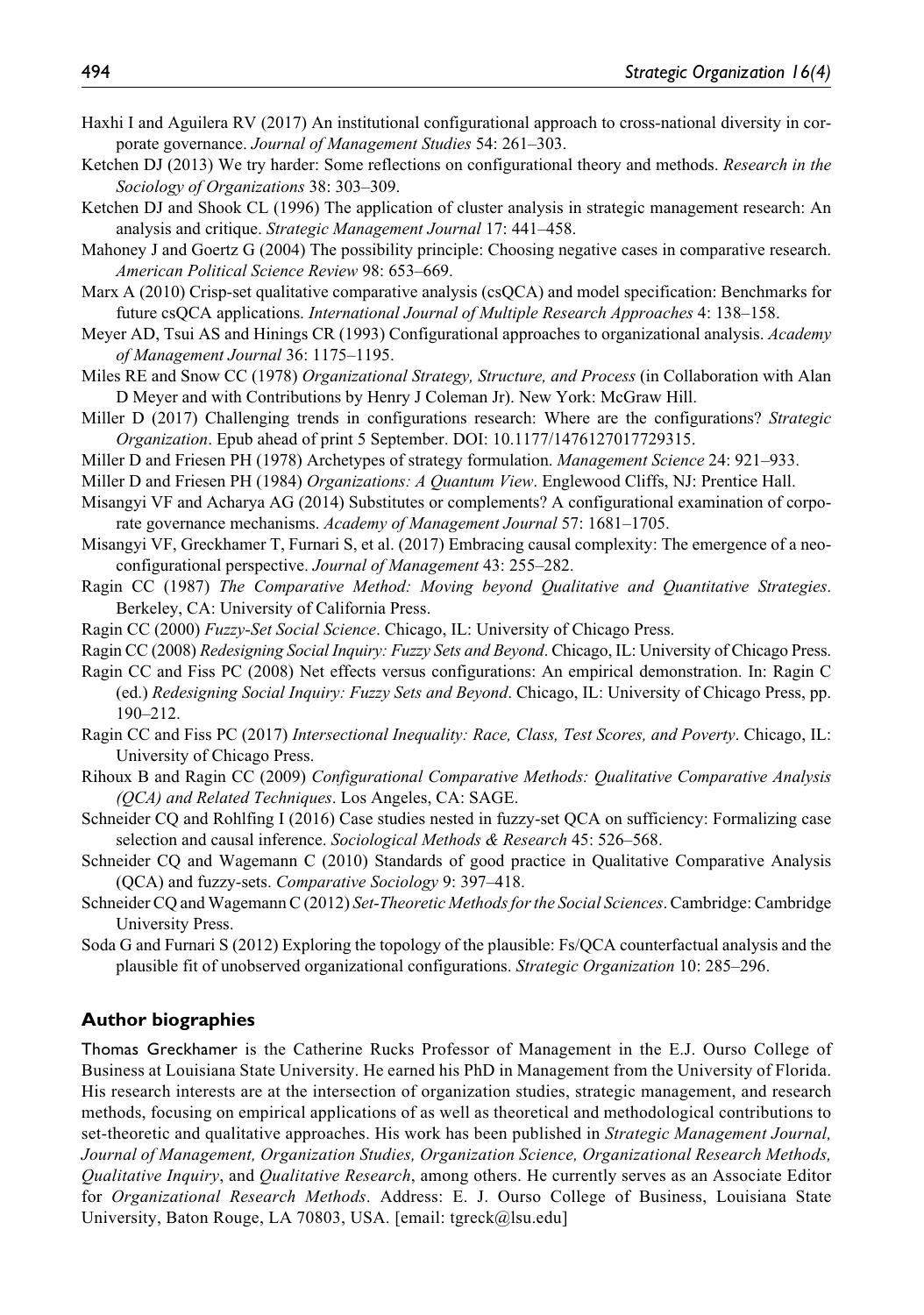Haxhi I and Aguilera RV (2017) An institutional configurational approach to cross-national diversity in corporate governance. *Journal of Management Studies* 54: 261–303.

Ketchen DJ (2013) We try harder: Some reflections on configurational theory and methods. *Research in the Sociology of Organizations* 38: 303–309.

Ketchen DJ and Shook CL (1996) The application of cluster analysis in strategic management research: An analysis and critique. *Strategic Management Journal* 17: 441–458.

Mahoney J and Goertz G (2004) The possibility principle: Choosing negative cases in comparative research. *American Political Science Review* 98: 653–669.

Marx A (2010) Crisp-set qualitative comparative analysis (csQCA) and model specification: Benchmarks for future csQCA applications. *International Journal of Multiple Research Approaches* 4: 138–158.

Meyer AD, Tsui AS and Hinings CR (1993) Configurational approaches to organizational analysis. *Academy of Management Journal* 36: 1175–1195.

Miles RE and Snow CC (1978) *Organizational Strategy, Structure, and Process* (in Collaboration with Alan D Meyer and with Contributions by Henry J Coleman Jr). New York: McGraw Hill.

Miller D (2017) Challenging trends in configurations research: Where are the configurations? *Strategic Organization*. Epub ahead of print 5 September. DOI: 10.1177/1476127017729315.

Miller D and Friesen PH (1978) Archetypes of strategy formulation. *Management Science* 24: 921–933.

Miller D and Friesen PH (1984) *Organizations: A Quantum View*. Englewood Cliffs, NJ: Prentice Hall.

Misangyi VF and Acharya AG (2014) Substitutes or complements? A configurational examination of corporate governance mechanisms. *Academy of Management Journal* 57: 1681–1705.

Misangyi VF, Greckhamer T, Furnari S, et al. (2017) Embracing causal complexity: The emergence of a neo-configurational perspective. *Journal of Management* 43: 255–282.

Ragin CC (1987) *The Comparative Method: Moving beyond Qualitative and Quantitative Strategies*. Berkeley, CA: University of California Press.

Ragin CC (2000) *Fuzzy-Set Social Science*. Chicago, IL: University of Chicago Press.

Ragin CC (2008) *Redesigning Social Inquiry: Fuzzy Sets and Beyond*. Chicago, IL: University of Chicago Press.

Ragin CC and Fiss PC (2008) Net effects versus configurations: An empirical demonstration. In: Ragin C (ed.) *Redesigning Social Inquiry: Fuzzy Sets and Beyond*. Chicago, IL: University of Chicago Press, pp. 190–212.

Ragin CC and Fiss PC (2017) *Intersectional Inequality: Race, Class, Test Scores, and Poverty*. Chicago, IL: University of Chicago Press.

Rihoux B and Ragin CC (2009) *Configurational Comparative Methods: Qualitative Comparative Analysis (QCA) and Related Techniques*. Los Angeles, CA: SAGE.

Schneider CQ and Rohlfing I (2016) Case studies nested in fuzzy-set QCA on sufficiency: Formalizing case selection and causal inference. *Sociological Methods & Research* 45: 526–568.

Schneider CQ and Wagemann C (2010) Standards of good practice in Qualitative Comparative Analysis (QCA) and fuzzy-sets. *Comparative Sociology* 9: 397–418.

Schneider CQ and Wagemann C (2012) *Set-Theoretic Methods for the Social Sciences*. Cambridge: Cambridge University Press.

Soda G and Furnari S (2012) Exploring the topology of the plausible: Fs/QCA counterfactual analysis and the plausible fit of unobserved organizational configurations. *Strategic Organization* 10: 285–296.

## Author biographies

Thomas Greckhamer is the Catherine Rucks Professor of Management in the E.J. Ourso College of Business at Louisiana State University. He earned his PhD in Management from the University of Florida. His research interests are at the intersection of organization studies, strategic management, and research methods, focusing on empirical applications of as well as theoretical and methodological contributions to set-theoretic and qualitative approaches. His work has been published in *Strategic Management Journal, Journal of Management, Organization Studies, Organization Science, Organizational Research Methods, Qualitative Inquiry*, and *Qualitative Research*, among others. He currently serves as an Associate Editor for *Organizational Research Methods*. Address: E. J. Ourso College of Business, Louisiana State University, Baton Rouge, LA 70803, USA. [email: tgreck@lsu.edu]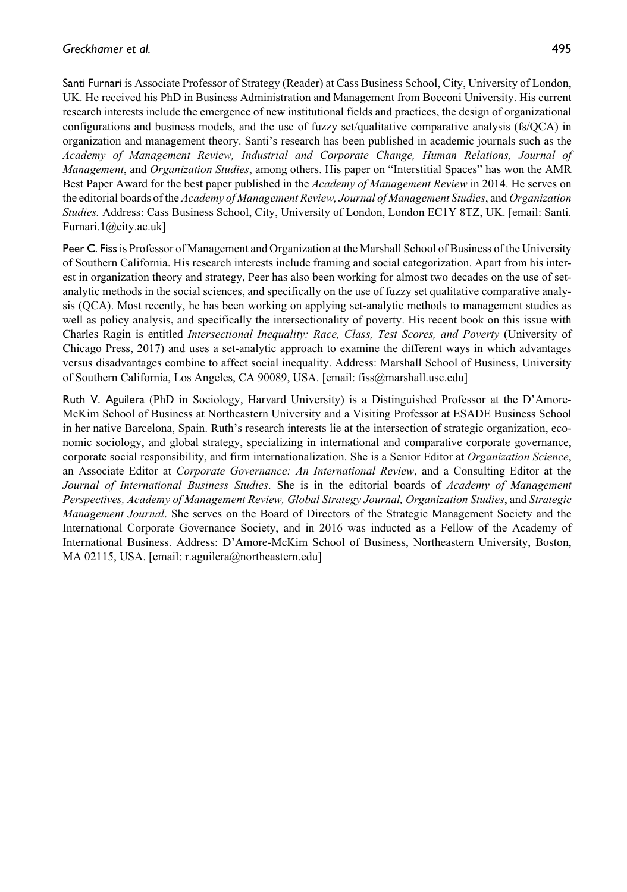**Santi Furnari** is Associate Professor of Strategy (Reader) at Cass Business School, City, University of London, UK. He received his PhD in Business Administration and Management from Bocconi University. His current research interests include the emergence of new institutional fields and practices, the design of organizational configurations and business models, and the use of fuzzy set/qualitative comparative analysis (fs/QCA) in organization and management theory. Santi's research has been published in academic journals such as the *Academy of Management Review, Industrial and Corporate Change, Human Relations, Journal of Management*, and *Organization Studies*, among others. His paper on "Interstitial Spaces" has won the AMR Best Paper Award for the best paper published in the *Academy of Management Review* in 2014. He serves on the editorial boards of the *Academy of Management Review, Journal of Management Studies*, and *Organization Studies.* Address: Cass Business School, City, University of London, London EC1Y 8TZ, UK. [email: Santi.Furnari.1@city.ac.uk]

**Peer C. Fiss** is Professor of Management and Organization at the Marshall School of Business of the University of Southern California. His research interests include framing and social categorization. Apart from his interest in organization theory and strategy, Peer has also been working for almost two decades on the use of set-analytic methods in the social sciences, and specifically on the use of fuzzy set qualitative comparative analysis (QCA). Most recently, he has been working on applying set-analytic methods to management studies as well as policy analysis, and specifically the intersectionality of poverty. His recent book on this issue with Charles Ragin is entitled *Intersectional Inequality: Race, Class, Test Scores, and Poverty* (University of Chicago Press, 2017) and uses a set-analytic approach to examine the different ways in which advantages versus disadvantages combine to affect social inequality. Address: Marshall School of Business, University of Southern California, Los Angeles, CA 90089, USA. [email: fiss@marshall.usc.edu]

**Ruth V. Aguilera** (PhD in Sociology, Harvard University) is a Distinguished Professor at the D'Amore-McKim School of Business at Northeastern University and a Visiting Professor at ESADE Business School in her native Barcelona, Spain. Ruth's research interests lie at the intersection of strategic organization, economic sociology, and global strategy, specializing in international and comparative corporate governance, corporate social responsibility, and firm internationalization. She is a Senior Editor at *Organization Science*, an Associate Editor at *Corporate Governance: An International Review*, and a Consulting Editor at the *Journal of International Business Studies*. She is in the editorial boards of *Academy of Management Perspectives, Academy of Management Review, Global Strategy Journal, Organization Studies*, and *Strategic Management Journal*. She serves on the Board of Directors of the Strategic Management Society and the International Corporate Governance Society, and in 2016 was inducted as a Fellow of the Academy of International Business. Address: D'Amore-McKim School of Business, Northeastern University, Boston, MA 02115, USA. [email: r.aguilera@northeastern.edu]